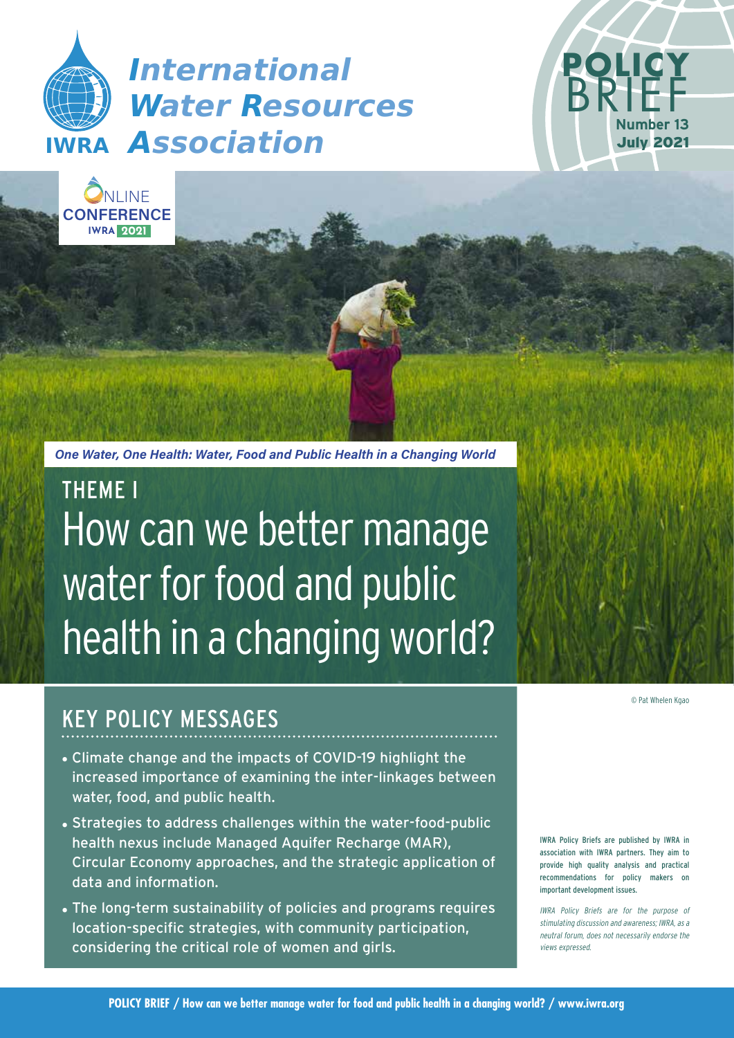International Water Resources Association

IWRA

POLICY BRIEF
Number 13
July 2021

ONLINE CONFERENCE IWRA 2021

*One Water, One Health: Water, Food and Public Health in a Changing World*

# THEME I
# How can we better manage water for food and public health in a changing world?

© Pat Whelen Kgao

## KEY POLICY MESSAGES

- Climate change and the impacts of COVID-19 highlight the increased importance of examining the inter-linkages between water, food, and public health.
- Strategies to address challenges within the water-food-public health nexus include Managed Aquifer Recharge (MAR), Circular Economy approaches, and the strategic application of data and information.
- The long-term sustainability of policies and programs requires location-specific strategies, with community participation, considering the critical role of women and girls.

IWRA Policy Briefs are published by IWRA in association with IWRA partners. They aim to provide high quality analysis and practical recommendations for policy makers on important development issues.

*IWRA Policy Briefs are for the purpose of stimulating discussion and awareness; IWRA, as a neutral forum, does not necessarily endorse the views expressed.*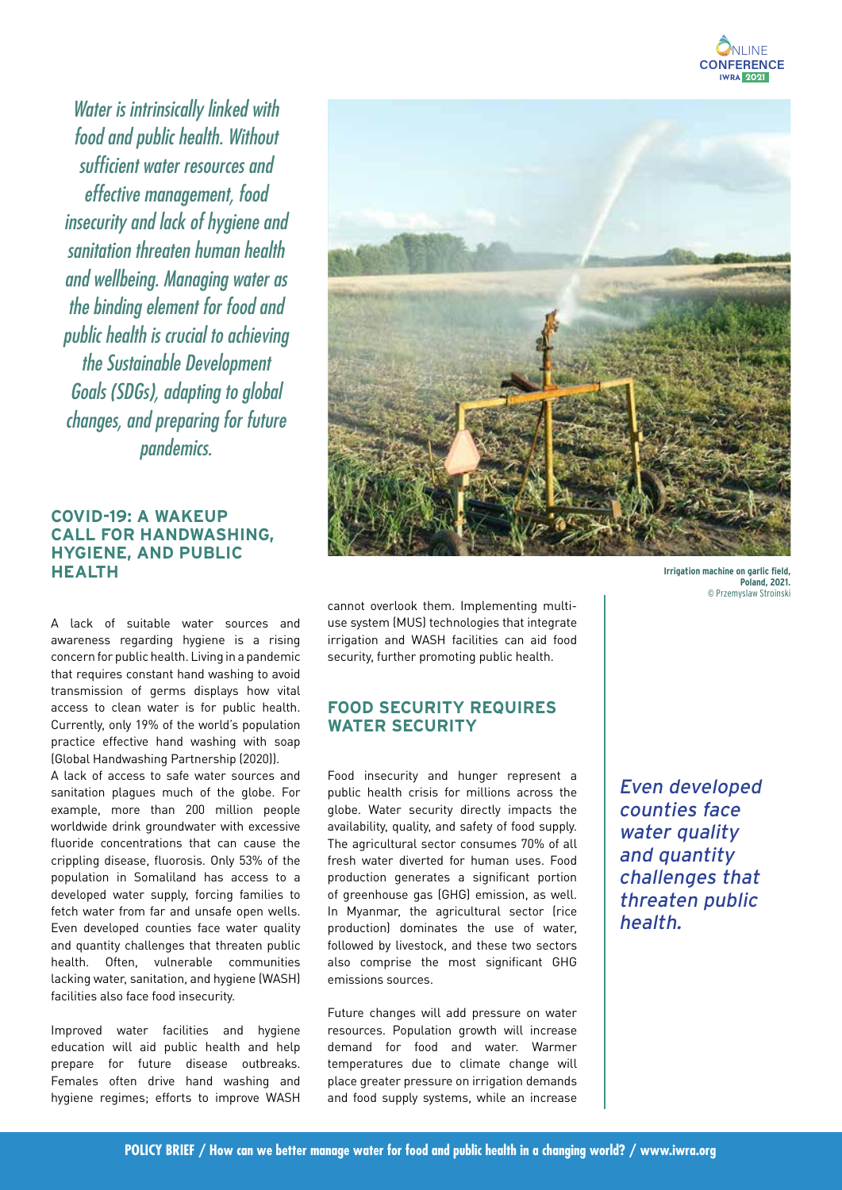*Water is intrinsically linked with food and public health. Without sufficient water resources and effective management, food insecurity and lack of hygiene and sanitation threaten human health and wellbeing. Managing water as the binding element for food and public health is crucial to achieving the Sustainable Development Goals (SDGs), adapting to global changes, and preparing for future pandemics.*

**Irrigation machine on garlic field, Poland, 2021.**
© Przemyslaw Stroinski

## COVID-19: A WAKEUP CALL FOR HANDWASHING, HYGIENE, AND PUBLIC HEALTH

A lack of suitable water sources and awareness regarding hygiene is a rising concern for public health. Living in a pandemic that requires constant hand washing to avoid transmission of germs displays how vital access to clean water is for public health. Currently, only 19% of the world's population practice effective hand washing with soap (Global Handwashing Partnership (2020)).

A lack of access to safe water sources and sanitation plagues much of the globe. For example, more than 200 million people worldwide drink groundwater with excessive fluoride concentrations that can cause the crippling disease, fluorosis. Only 53% of the population in Somaliland has access to a developed water supply, forcing families to fetch water from far and unsafe open wells. Even developed counties face water quality and quantity challenges that threaten public health. Often, vulnerable communities lacking water, sanitation, and hygiene (WASH) facilities also face food insecurity.

Improved water facilities and hygiene education will aid public health and help prepare for future disease outbreaks. Females often drive hand washing and hygiene regimes; efforts to improve WASH cannot overlook them. Implementing multi-use system (MUS) technologies that integrate irrigation and WASH facilities can aid food security, further promoting public health.

## FOOD SECURITY REQUIRES WATER SECURITY

Food insecurity and hunger represent a public health crisis for millions across the globe. Water security directly impacts the availability, quality, and safety of food supply. The agricultural sector consumes 70% of all fresh water diverted for human uses. Food production generates a significant portion of greenhouse gas (GHG) emission, as well. In Myanmar, the agricultural sector (rice production) dominates the use of water, followed by livestock, and these two sectors also comprise the most significant GHG emissions sources.

Future changes will add pressure on water resources. Population growth will increase demand for food and water. Warmer temperatures due to climate change will place greater pressure on irrigation demands and food supply systems, while an increase

*Even developed counties face water quality and quantity challenges that threaten public health.*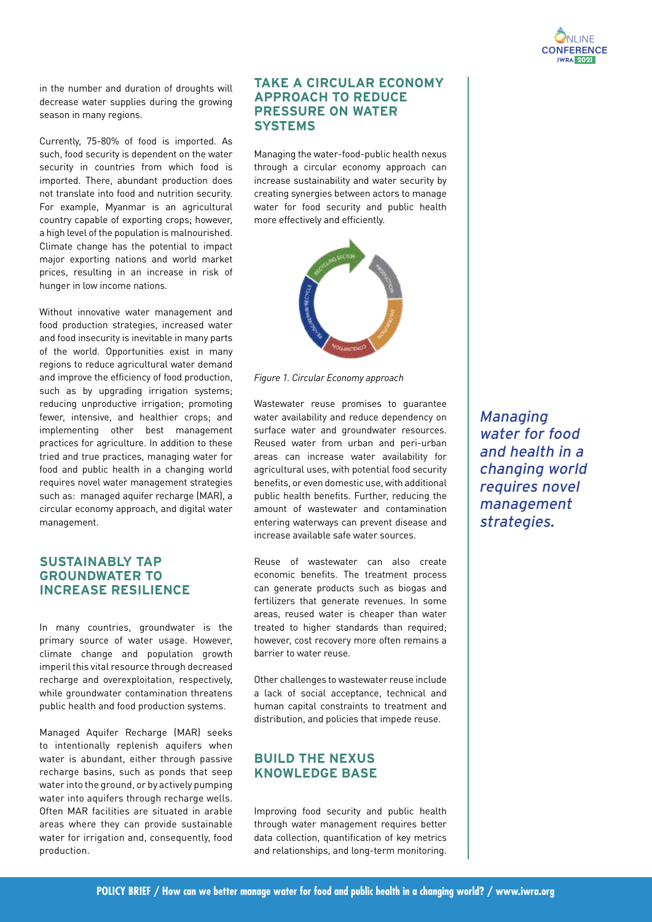in the number and duration of droughts will decrease water supplies during the growing season in many regions.

Currently, 75-80% of food is imported. As such, food security is dependent on the water security in countries from which food is imported. There, abundant production does not translate into food and nutrition security. For example, Myanmar is an agricultural country capable of exporting crops; however, a high level of the population is malnourished. Climate change has the potential to impact major exporting nations and world market prices, resulting in an increase in risk of hunger in low income nations.

Without innovative water management and food production strategies, increased water and food insecurity is inevitable in many parts of the world. Opportunities exist in many regions to reduce agricultural water demand and improve the efficiency of food production, such as by upgrading irrigation systems; reducing unproductive irrigation; promoting fewer, intensive, and healthier crops; and implementing other best management practices for agriculture. In addition to these tried and true practices, managing water for food and public health in a changing world requires novel water management strategies such as: managed aquifer recharge (MAR), a circular economy approach, and digital water management.

## SUSTAINABLY TAP GROUNDWATER TO INCREASE RESILIENCE

In many countries, groundwater is the primary source of water usage. However, climate change and population growth imperil this vital resource through decreased recharge and overexploitation, respectively, while groundwater contamination threatens public health and food production systems.

Managed Aquifer Recharge (MAR) seeks to intentionally replenish aquifers when water is abundant, either through passive recharge basins, such as ponds that seep water into the ground, or by actively pumping water into aquifers through recharge wells. Often MAR facilities are situated in arable areas where they can provide sustainable water for irrigation and, consequently, food production.

## TAKE A CIRCULAR ECONOMY APPROACH TO REDUCE PRESSURE ON WATER SYSTEMS

Managing the water-food-public health nexus through a circular economy approach can increase sustainability and water security by creating synergies between actors to manage water for food security and public health more effectively and efficiently.

*Figure 1. Circular Economy approach*

Wastewater reuse promises to guarantee water availability and reduce dependency on surface water and groundwater resources. Reused water from urban and peri-urban areas can increase water availability for agricultural uses, with potential food security benefits, or even domestic use, with additional public health benefits. Further, reducing the amount of wastewater and contamination entering waterways can prevent disease and increase available safe water sources.

Reuse of wastewater can also create economic benefits. The treatment process can generate products such as biogas and fertilizers that generate revenues. In some areas, reused water is cheaper than water treated to higher standards than required; however, cost recovery more often remains a barrier to water reuse.

Other challenges to wastewater reuse include a lack of social acceptance, technical and human capital constraints to treatment and distribution, and policies that impede reuse.

## BUILD THE NEXUS KNOWLEDGE BASE

Improving food security and public health through water management requires better data collection, quantification of key metrics and relationships, and long-term monitoring.

*Managing water for food and health in a changing world requires novel management strategies.*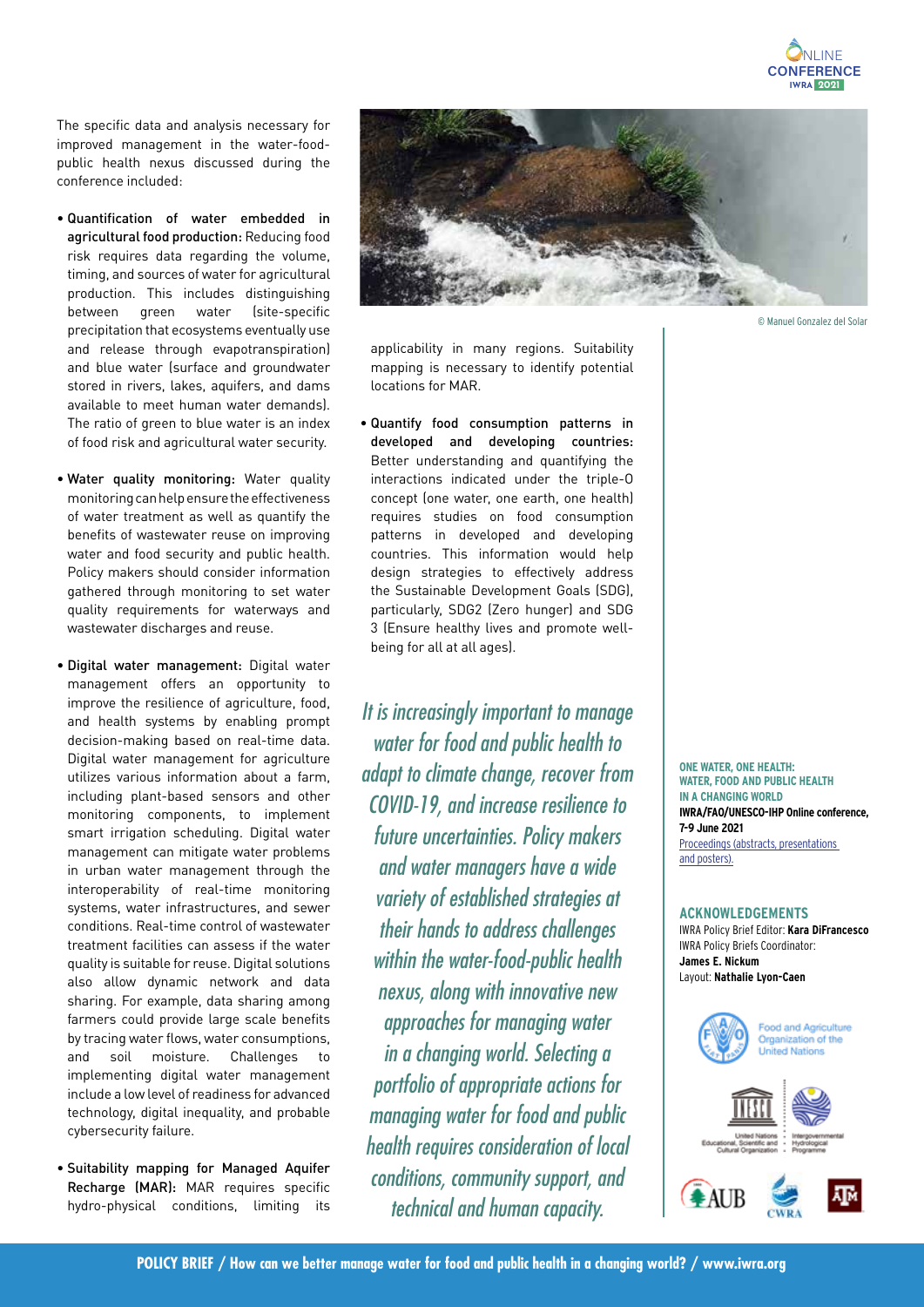The specific data and analysis necessary for improved management in the water-food-public health nexus discussed during the conference included:

- **Quantification of water embedded in agricultural food production:** Reducing food risk requires data regarding the volume, timing, and sources of water for agricultural production. This includes distinguishing between green water (site-specific precipitation that ecosystems eventually use and release through evapotranspiration) and blue water (surface and groundwater stored in rivers, lakes, aquifers, and dams available to meet human water demands). The ratio of green to blue water is an index of food risk and agricultural water security.

- **Water quality monitoring:** Water quality monitoring can help ensure the effectiveness of water treatment as well as quantify the benefits of wastewater reuse on improving water and food security and public health. Policy makers should consider information gathered through monitoring to set water quality requirements for waterways and wastewater discharges and reuse.

- **Digital water management:** Digital water management offers an opportunity to improve the resilience of agriculture, food, and health systems by enabling prompt decision-making based on real-time data. Digital water management for agriculture utilizes various information about a farm, including plant-based sensors and other monitoring components, to implement smart irrigation scheduling. Digital water management can mitigate water problems in urban water management through the interoperability of real-time monitoring systems, water infrastructures, and sewer conditions. Real-time control of wastewater treatment facilities can assess if the water quality is suitable for reuse. Digital solutions also allow dynamic network and data sharing. For example, data sharing among farmers could provide large scale benefits by tracing water flows, water consumptions, and soil moisture. Challenges to implementing digital water management include a low level of readiness for advanced technology, digital inequality, and probable cybersecurity failure.

- **Suitability mapping for Managed Aquifer Recharge (MAR):** MAR requires specific hydro-physical conditions, limiting its applicability in many regions. Suitability mapping is necessary to identify potential locations for MAR.

- **Quantify food consumption patterns in developed and developing countries:** Better understanding and quantifying the interactions indicated under the triple-O concept (one water, one earth, one health) requires studies on food consumption patterns in developed and developing countries. This information would help design strategies to effectively address the Sustainable Development Goals (SDG), particularly, SDG2 (Zero hunger) and SDG 3 (Ensure healthy lives and promote well-being for all at all ages).

© Manuel Gonzalez del Solar

*It is increasingly important to manage water for food and public health to adapt to climate change, recover from COVID-19, and increase resilience to future uncertainties. Policy makers and water managers have a wide variety of established strategies at their hands to address challenges within the water-food-public health nexus, along with innovative new approaches for managing water in a changing world. Selecting a portfolio of appropriate actions for managing water for food and public health requires consideration of local conditions, community support, and technical and human capacity.*

**ONE WATER, ONE HEALTH: WATER, FOOD AND PUBLIC HEALTH IN A CHANGING WORLD**
**IWRA/FAO/UNESCO-IHP Online conference, 7-9 June 2021**
Proceedings (abstracts, presentations and posters).

**ACKNOWLEDGEMENTS**
IWRA Policy Brief Editor: **Kara DiFrancesco**
IWRA Policy Briefs Coordinator: **James E. Nickum**
Layout: **Nathalie Lyon-Caen**

Food and Agriculture Organization of the United Nations

United Nations Educational, Scientific and Cultural Organization · Intergovernmental Hydrological Programme

AUB · CWRA